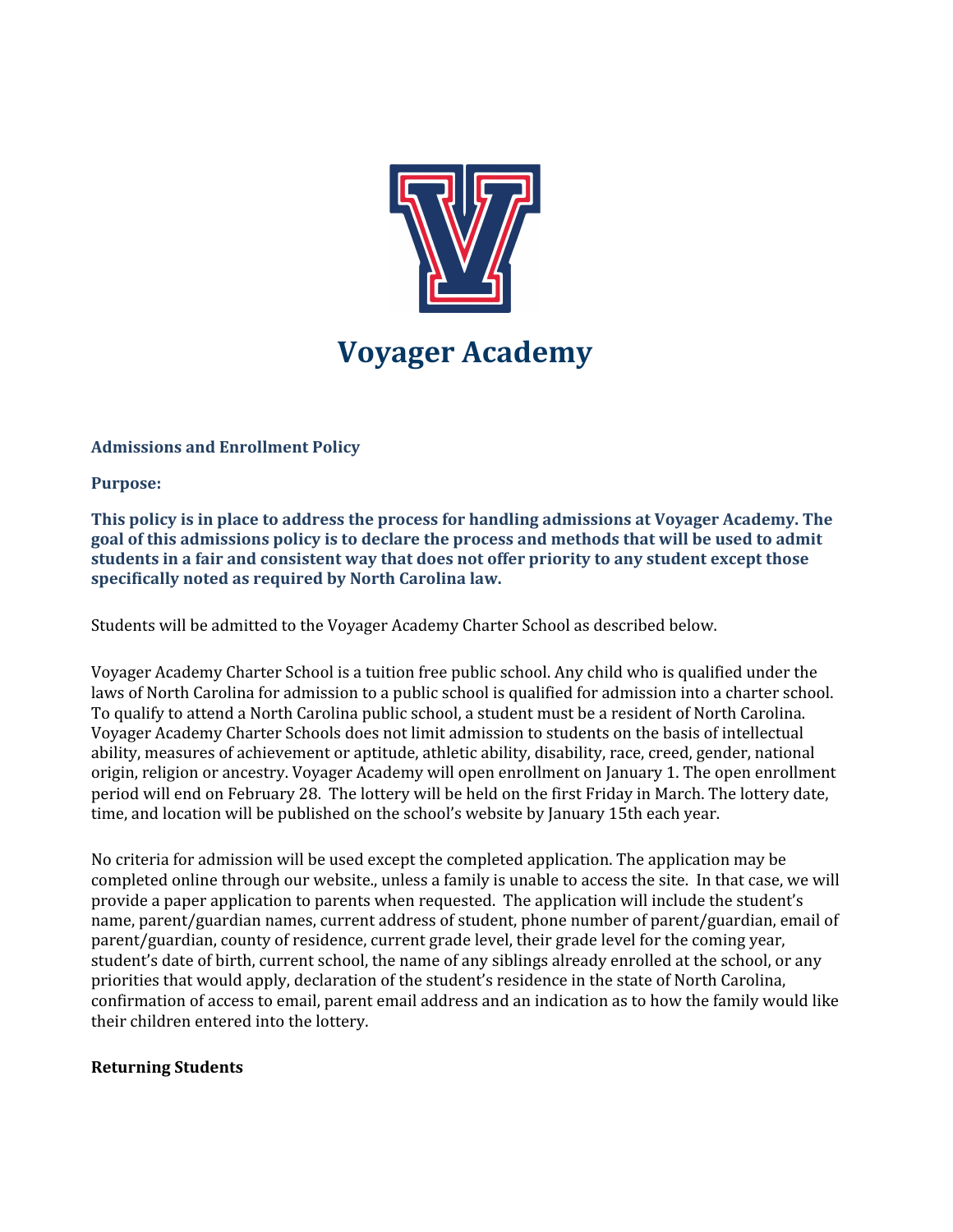# Voyager Academy

## Admissions and Enrollment Policy

**Purpose:**

**This policy is in place to address the process for handling admissions at Voyager Academy. The goal of this admissions policy is to declare the process and methods that will be used to admit students in a fair and consistent way that does not offer priority to any student except those specifically noted as required by North Carolina law.**

Students will be admitted to the Voyager Academy Charter School as described below.

Voyager Academy Charter School is a tuition free public school. Any child who is qualified under the laws of North Carolina for admission to a public school is qualified for admission into a charter school. To qualify to attend a North Carolina public school, a student must be a resident of North Carolina. Voyager Academy Charter Schools does not limit admission to students on the basis of intellectual ability, measures of achievement or aptitude, athletic ability, disability, race, creed, gender, national origin, religion or ancestry. Voyager Academy will open enrollment on January 1. The open enrollment period will end on February 28. The lottery will be held on the first Friday in March. The lottery date, time, and location will be published on the school's website by January 15th each year.

No criteria for admission will be used except the completed application. The application may be completed online through our website., unless a family is unable to access the site. In that case, we will provide a paper application to parents when requested. The application will include the student's name, parent/guardian names, current address of student, phone number of parent/guardian, email of parent/guardian, county of residence, current grade level, their grade level for the coming year, student's date of birth, current school, the name of any siblings already enrolled at the school, or any priorities that would apply, declaration of the student's residence in the state of North Carolina, confirmation of access to email, parent email address and an indication as to how the family would like their children entered into the lottery.

**Returning Students**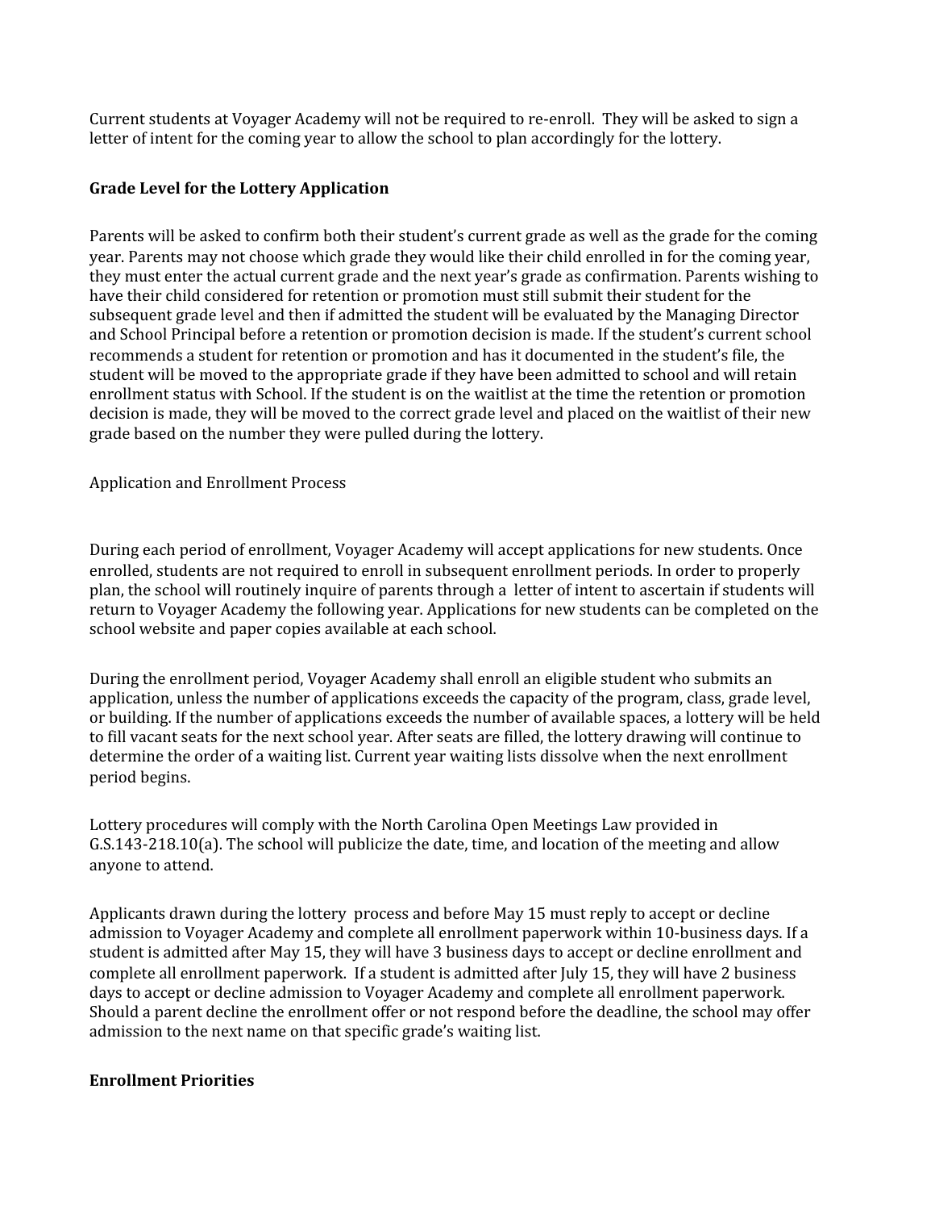Current students at Voyager Academy will not be required to re-enroll. They will be asked to sign a letter of intent for the coming year to allow the school to plan accordingly for the lottery.

**Grade Level for the Lottery Application**

Parents will be asked to confirm both their student's current grade as well as the grade for the coming year. Parents may not choose which grade they would like their child enrolled in for the coming year, they must enter the actual current grade and the next year's grade as confirmation. Parents wishing to have their child considered for retention or promotion must still submit their student for the subsequent grade level and then if admitted the student will be evaluated by the Managing Director and School Principal before a retention or promotion decision is made. If the student's current school recommends a student for retention or promotion and has it documented in the student's file, the student will be moved to the appropriate grade if they have been admitted to school and will retain enrollment status with School. If the student is on the waitlist at the time the retention or promotion decision is made, they will be moved to the correct grade level and placed on the waitlist of their new grade based on the number they were pulled during the lottery.

Application and Enrollment Process

During each period of enrollment, Voyager Academy will accept applications for new students. Once enrolled, students are not required to enroll in subsequent enrollment periods. In order to properly plan, the school will routinely inquire of parents through a letter of intent to ascertain if students will return to Voyager Academy the following year. Applications for new students can be completed on the school website and paper copies available at each school.

During the enrollment period, Voyager Academy shall enroll an eligible student who submits an application, unless the number of applications exceeds the capacity of the program, class, grade level, or building. If the number of applications exceeds the number of available spaces, a lottery will be held to fill vacant seats for the next school year. After seats are filled, the lottery drawing will continue to determine the order of a waiting list. Current year waiting lists dissolve when the next enrollment period begins.

Lottery procedures will comply with the North Carolina Open Meetings Law provided in G.S.143-218.10(a). The school will publicize the date, time, and location of the meeting and allow anyone to attend.

Applicants drawn during the lottery process and before May 15 must reply to accept or decline admission to Voyager Academy and complete all enrollment paperwork within 10-business days. If a student is admitted after May 15, they will have 3 business days to accept or decline enrollment and complete all enrollment paperwork. If a student is admitted after July 15, they will have 2 business days to accept or decline admission to Voyager Academy and complete all enrollment paperwork. Should a parent decline the enrollment offer or not respond before the deadline, the school may offer admission to the next name on that specific grade's waiting list.

**Enrollment Priorities**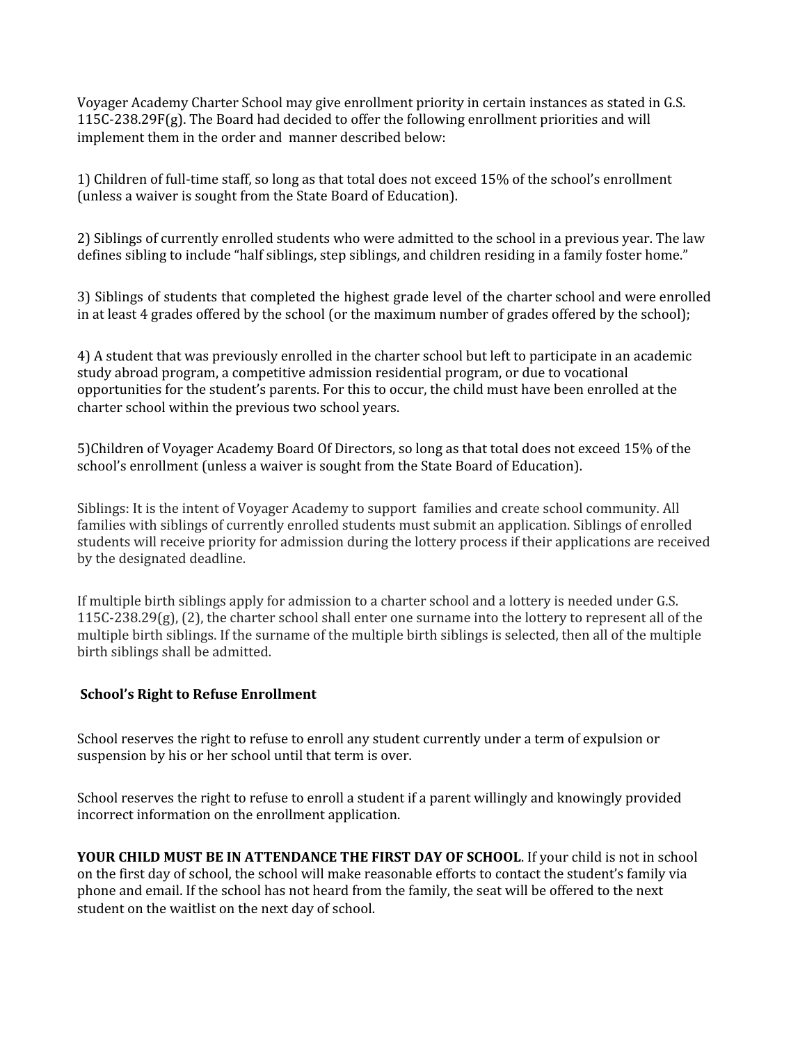Voyager Academy Charter School may give enrollment priority in certain instances as stated in G.S. 115C-238.29F(g). The Board had decided to offer the following enrollment priorities and will implement them in the order and manner described below:

1) Children of full-time staff, so long as that total does not exceed 15% of the school's enrollment (unless a waiver is sought from the State Board of Education).

2) Siblings of currently enrolled students who were admitted to the school in a previous year. The law defines sibling to include "half siblings, step siblings, and children residing in a family foster home."

3) Siblings of students that completed the highest grade level of the charter school and were enrolled in at least 4 grades offered by the school (or the maximum number of grades offered by the school);

4) A student that was previously enrolled in the charter school but left to participate in an academic study abroad program, a competitive admission residential program, or due to vocational opportunities for the student's parents. For this to occur, the child must have been enrolled at the charter school within the previous two school years.

5)Children of Voyager Academy Board Of Directors, so long as that total does not exceed 15% of the school's enrollment (unless a waiver is sought from the State Board of Education).

Siblings: It is the intent of Voyager Academy to support families and create school community. All families with siblings of currently enrolled students must submit an application. Siblings of enrolled students will receive priority for admission during the lottery process if their applications are received by the designated deadline.

If multiple birth siblings apply for admission to a charter school and a lottery is needed under G.S. 115C-238.29(g), (2), the charter school shall enter one surname into the lottery to represent all of the multiple birth siblings. If the surname of the multiple birth siblings is selected, then all of the multiple birth siblings shall be admitted.

## School's Right to Refuse Enrollment

School reserves the right to refuse to enroll any student currently under a term of expulsion or suspension by his or her school until that term is over.

School reserves the right to refuse to enroll a student if a parent willingly and knowingly provided incorrect information on the enrollment application.

**YOUR CHILD MUST BE IN ATTENDANCE THE FIRST DAY OF SCHOOL**. If your child is not in school on the first day of school, the school will make reasonable efforts to contact the student's family via phone and email. If the school has not heard from the family, the seat will be offered to the next student on the waitlist on the next day of school.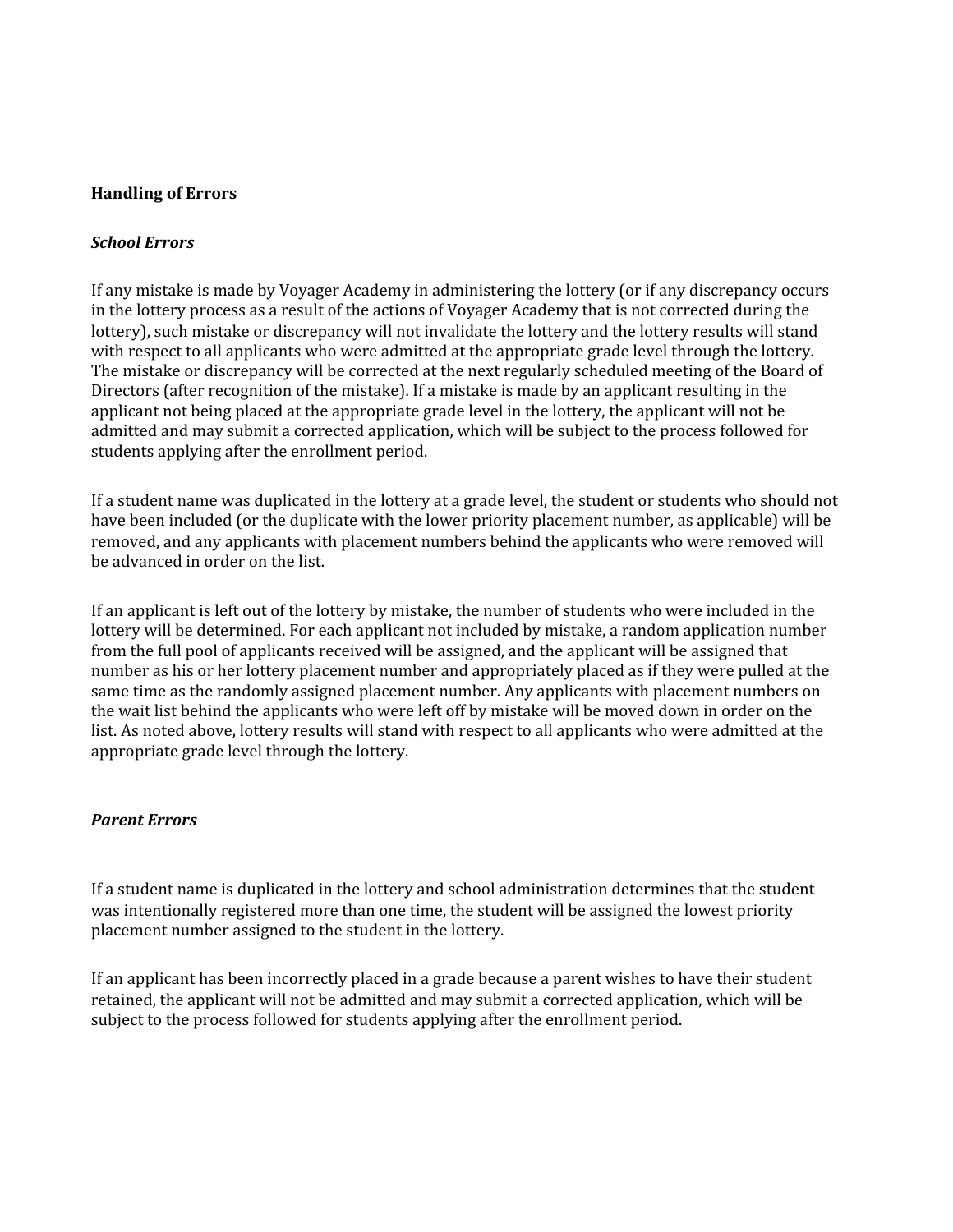## Handling of Errors

### *School Errors*

If any mistake is made by Voyager Academy in administering the lottery (or if any discrepancy occurs in the lottery process as a result of the actions of Voyager Academy that is not corrected during the lottery), such mistake or discrepancy will not invalidate the lottery and the lottery results will stand with respect to all applicants who were admitted at the appropriate grade level through the lottery. The mistake or discrepancy will be corrected at the next regularly scheduled meeting of the Board of Directors (after recognition of the mistake). If a mistake is made by an applicant resulting in the applicant not being placed at the appropriate grade level in the lottery, the applicant will not be admitted and may submit a corrected application, which will be subject to the process followed for students applying after the enrollment period.

If a student name was duplicated in the lottery at a grade level, the student or students who should not have been included (or the duplicate with the lower priority placement number, as applicable) will be removed, and any applicants with placement numbers behind the applicants who were removed will be advanced in order on the list.

If an applicant is left out of the lottery by mistake, the number of students who were included in the lottery will be determined. For each applicant not included by mistake, a random application number from the full pool of applicants received will be assigned, and the applicant will be assigned that number as his or her lottery placement number and appropriately placed as if they were pulled at the same time as the randomly assigned placement number. Any applicants with placement numbers on the wait list behind the applicants who were left off by mistake will be moved down in order on the list. As noted above, lottery results will stand with respect to all applicants who were admitted at the appropriate grade level through the lottery.

### *Parent Errors*

If a student name is duplicated in the lottery and school administration determines that the student was intentionally registered more than one time, the student will be assigned the lowest priority placement number assigned to the student in the lottery.

If an applicant has been incorrectly placed in a grade because a parent wishes to have their student retained, the applicant will not be admitted and may submit a corrected application, which will be subject to the process followed for students applying after the enrollment period.